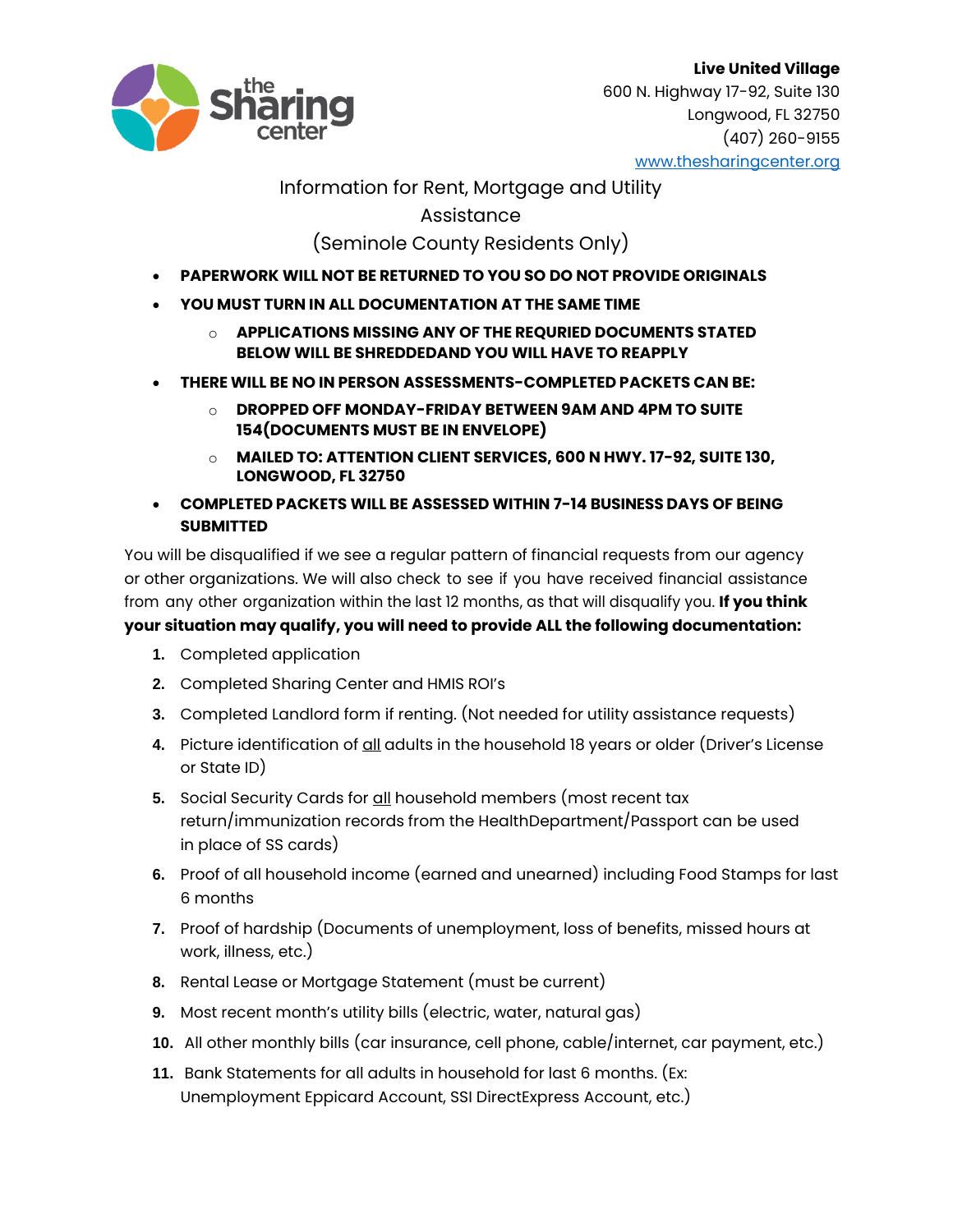**Live United Village**
600 N. Highway 17-92, Suite 130
Longwood, FL 32750
(407) 260-9155
www.thesharingcenter.org

# Information for Rent, Mortgage and Utility Assistance
## (Seminole County Residents Only)

- **PAPERWORK WILL NOT BE RETURNED TO YOU SO DO NOT PROVIDE ORIGINALS**
- **YOU MUST TURN IN ALL DOCUMENTATION AT THE SAME TIME**
  - **APPLICATIONS MISSING ANY OF THE REQURIED DOCUMENTS STATED BELOW WILL BE SHREDDEDAND YOU WILL HAVE TO REAPPLY**
- **THERE WILL BE NO IN PERSON ASSESSMENTS-COMPLETED PACKETS CAN BE:**
  - **DROPPED OFF MONDAY-FRIDAY BETWEEN 9AM AND 4PM TO SUITE 154(DOCUMENTS MUST BE IN ENVELOPE)**
  - **MAILED TO: ATTENTION CLIENT SERVICES, 600 N HWY. 17-92, SUITE 130, LONGWOOD, FL 32750**
- **COMPLETED PACKETS WILL BE ASSESSED WITHIN 7-14 BUSINESS DAYS OF BEING SUBMITTED**

You will be disqualified if we see a regular pattern of financial requests from our agency or other organizations. We will also check to see if you have received financial assistance from any other organization within the last 12 months, as that will disqualify you. **If you think your situation may qualify, you will need to provide ALL the following documentation:**

1. Completed application
2. Completed Sharing Center and HMIS ROI's
3. Completed Landlord form if renting. (Not needed for utility assistance requests)
4. Picture identification of <u>all</u> adults in the household 18 years or older (Driver's License or State ID)
5. Social Security Cards for <u>all</u> household members (most recent tax return/immunization records from the HealthDepartment/Passport can be used in place of SS cards)
6. Proof of all household income (earned and unearned) including Food Stamps for last 6 months
7. Proof of hardship (Documents of unemployment, loss of benefits, missed hours at work, illness, etc.)
8. Rental Lease or Mortgage Statement (must be current)
9. Most recent month's utility bills (electric, water, natural gas)
10. All other monthly bills (car insurance, cell phone, cable/internet, car payment, etc.)
11. Bank Statements for all adults in household for last 6 months. (Ex: Unemployment Eppicard Account, SSI DirectExpress Account, etc.)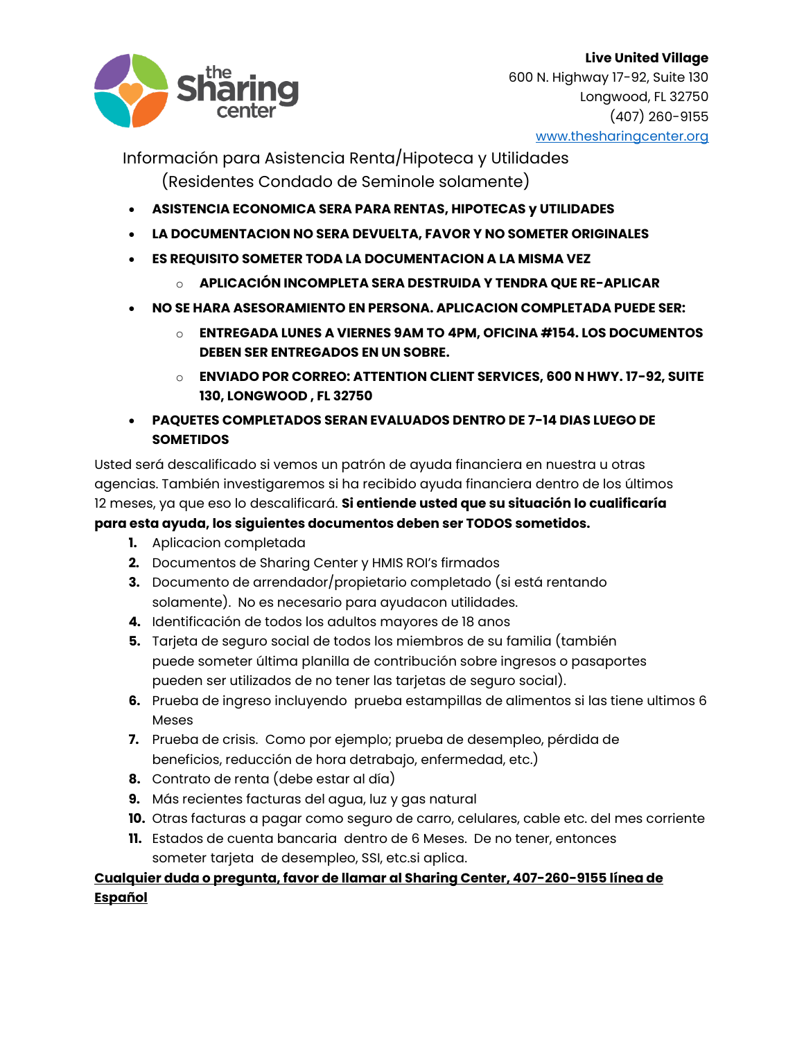**Live United Village**
600 N. Highway 17-92, Suite 130
Longwood, FL 32750
(407) 260-9155
www.thesharingcenter.org

# Información para Asistencia Renta/Hipoteca y Utilidades (Residentes Condado de Seminole solamente)

- **ASISTENCIA ECONOMICA SERA PARA RENTAS, HIPOTECAS y UTILIDADES**
- **LA DOCUMENTACION NO SERA DEVUELTA, FAVOR Y NO SOMETER ORIGINALES**
- **ES REQUISITO SOMETER TODA LA DOCUMENTACION A LA MISMA VEZ**
  - **APLICACIÓN INCOMPLETA SERA DESTRUIDA Y TENDRA QUE RE-APLICAR**
- **NO SE HARA ASESORAMIENTO EN PERSONA. APLICACION COMPLETADA PUEDE SER:**
  - **ENTREGADA LUNES A VIERNES 9AM TO 4PM, OFICINA #154. LOS DOCUMENTOS DEBEN SER ENTREGADOS EN UN SOBRE.**
  - **ENVIADO POR CORREO: ATTENTION CLIENT SERVICES, 600 N HWY. 17-92, SUITE 130, LONGWOOD , FL 32750**
- **PAQUETES COMPLETADOS SERAN EVALUADOS DENTRO DE 7-14 DIAS LUEGO DE SOMETIDOS**

Usted será descalificado si vemos un patrón de ayuda financiera en nuestra u otras agencias. También investigaremos si ha recibido ayuda financiera dentro de los últimos 12 meses, ya que eso lo descalificará. **Si entiende usted que su situación lo cualificaría para esta ayuda, los siguientes documentos deben ser TODOS sometidos.**

1. Aplicacion completada
2. Documentos de Sharing Center y HMIS ROI's firmados
3. Documento de arrendador/propietario completado (si está rentando solamente). No es necesario para ayudacon utilidades.
4. Identificación de todos los adultos mayores de 18 anos
5. Tarjeta de seguro social de todos los miembros de su familia (también puede someter última planilla de contribución sobre ingresos o pasaportes pueden ser utilizados de no tener las tarjetas de seguro social).
6. Prueba de ingreso incluyendo prueba estampillas de alimentos si las tiene ultimos 6 Meses
7. Prueba de crisis. Como por ejemplo; prueba de desempleo, pérdida de beneficios, reducción de hora detrabajo, enfermedad, etc.)
8. Contrato de renta (debe estar al día)
9. Más recientes facturas del agua, luz y gas natural
10. Otras facturas a pagar como seguro de carro, celulares, cable etc. del mes corriente
11. Estados de cuenta bancaria dentro de 6 Meses. De no tener, entonces someter tarjeta de desempleo, SSI, etc.si aplica.

**<u>Cualquier duda o pregunta, favor de llamar al Sharing Center, 407-260-9155 línea de Español</u>**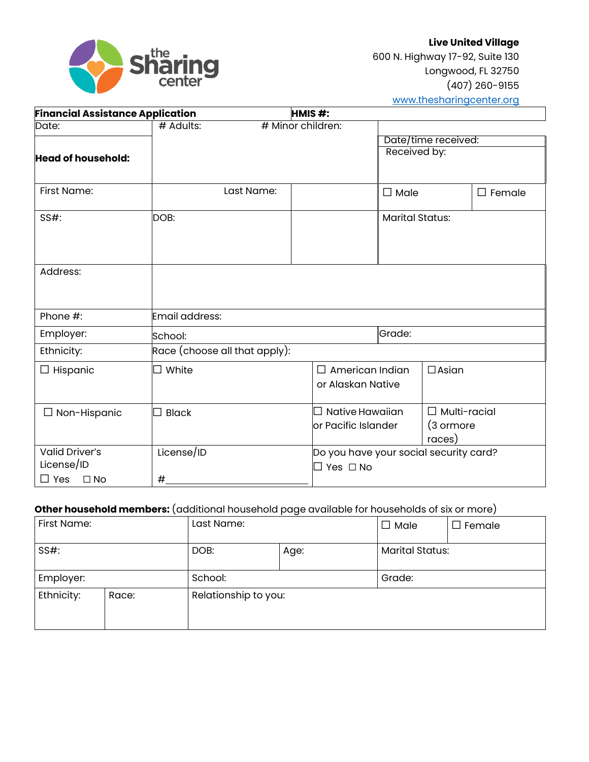the Sharing center

**Live United Village**
600 N. Highway 17-92, Suite 130
Longwood, FL 32750
(407) 260-9155
www.thesharingcenter.org

| **Financial Assistance Application** | | **HMIS #:** | | | |
|---|---|---|---|---|---|
| Date: | # Adults: | # Minor children: | | | |
| **Head of household:** | | | | Date/time received: Received by: | |
| First Name: | Last Name: | | | ☐ Male | ☐ Female |
| SS#: | DOB: | | | Marital Status: | |
| Address: | | | | | |
| Phone #: | Email address: | | | | |
| Employer: | School: | | | Grade: | |
| Ethnicity: | Race (choose all that apply): | | | | |
| ☐ Hispanic | ☐ White | | ☐ American Indian or Alaskan Native | ☐ Asian | |
| ☐ Non-Hispanic | ☐ Black | | ☐ Native Hawaiian or Pacific Islander | ☐ Multi-racial (3 ormore races) | |
| Valid Driver's License/ID ☐ Yes ☐ No | License/ID #\_\_\_\_\_\_\_\_\_\_\_\_\_\_\_\_\_\_\_\_\_\_ | | Do you have your social security card? ☐ Yes ☐ No | | |

**Other household members:** (additional household page available for households of six or more)

| First Name: | | Last Name: | | ☐ Male | ☐ Female |
|---|---|---|---|---|---|
| SS#: | | DOB: | Age: | Marital Status: | |
| Employer: | | School: | | Grade: | |
| Ethnicity: | Race: | Relationship to you: | | | |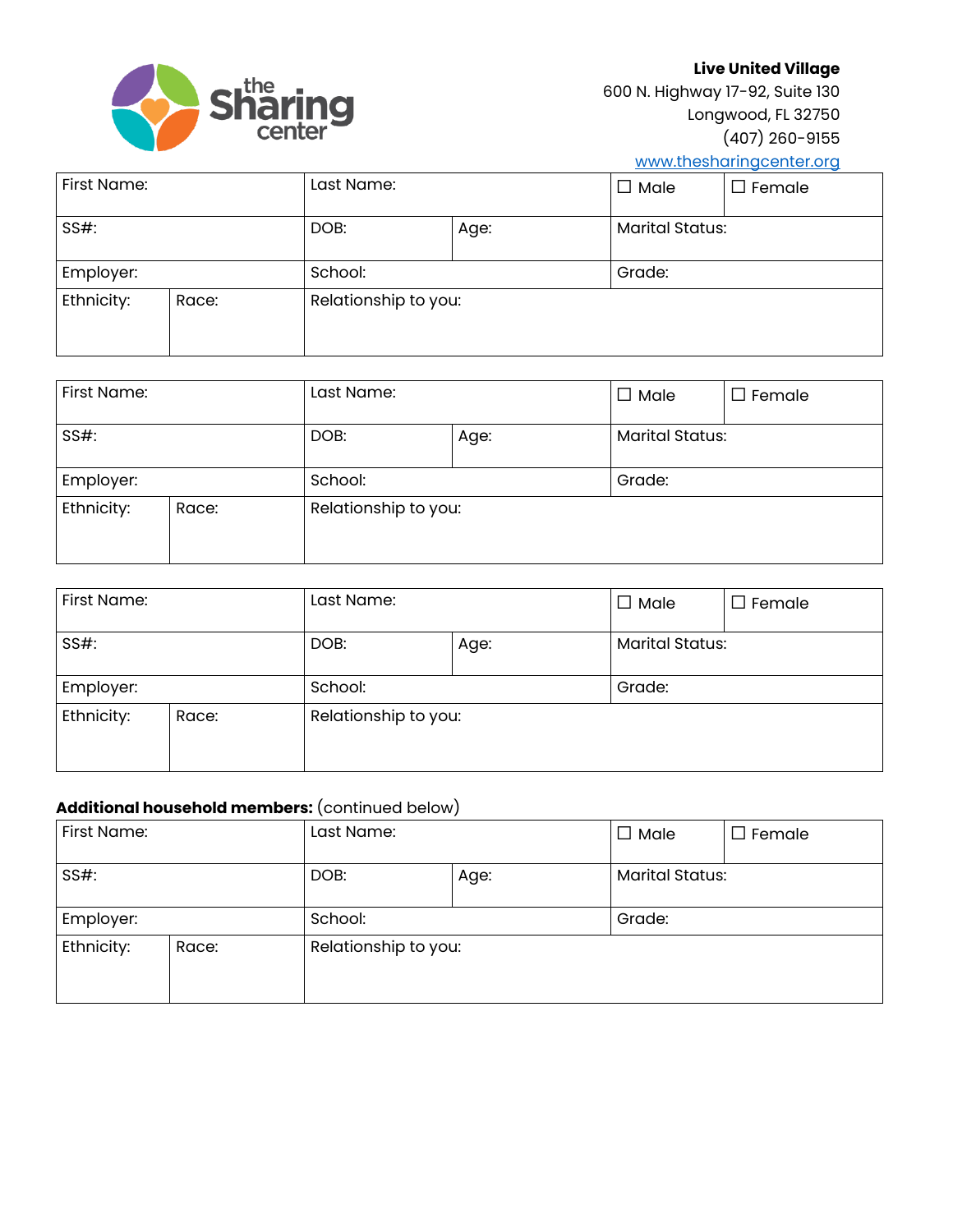**Live United Village**
600 N. Highway 17-92, Suite 130
Longwood, FL 32750
(407) 260-9155
www.thesharingcenter.org

| First Name: | | Last Name: | | ☐ Male | ☐ Female |
|---|---|---|---|---|---|
| SS#: | | DOB: | Age: | Marital Status: | |
| Employer: | | School: | | Grade: | |
| Ethnicity: | Race: | Relationship to you: | | | |

| First Name: | | Last Name: | | ☐ Male | ☐ Female |
|---|---|---|---|---|---|
| SS#: | | DOB: | Age: | Marital Status: | |
| Employer: | | School: | | Grade: | |
| Ethnicity: | Race: | Relationship to you: | | | |

| First Name: | | Last Name: | | ☐ Male | ☐ Female |
|---|---|---|---|---|---|
| SS#: | | DOB: | Age: | Marital Status: | |
| Employer: | | School: | | Grade: | |
| Ethnicity: | Race: | Relationship to you: | | | |

**Additional household members:** (continued below)

| First Name: | | Last Name: | | ☐ Male | ☐ Female |
|---|---|---|---|---|---|
| SS#: | | DOB: | Age: | Marital Status: | |
| Employer: | | School: | | Grade: | |
| Ethnicity: | Race: | Relationship to you: | | | |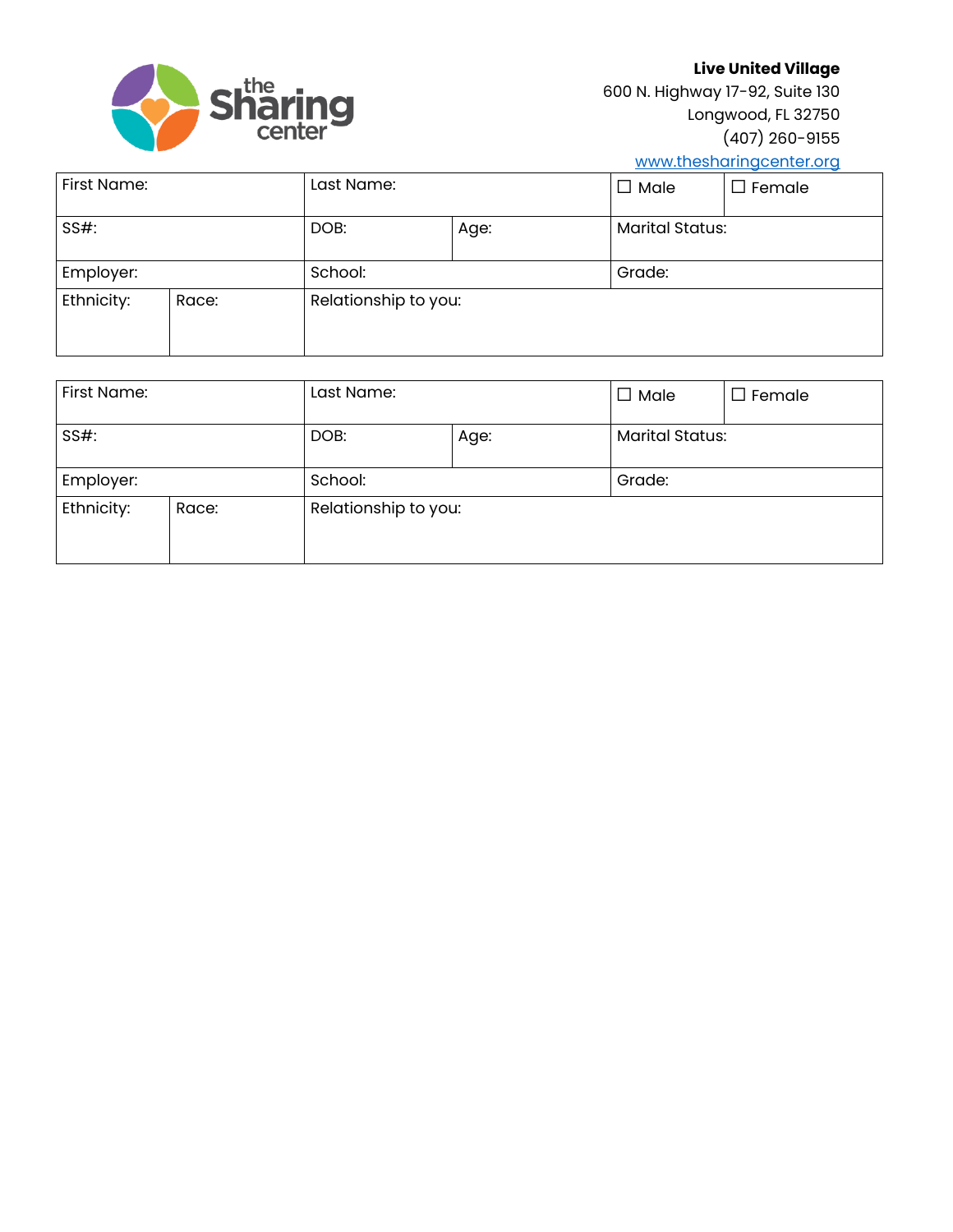**Live United Village**
600 N. Highway 17-92, Suite 130
Longwood, FL 32750
(407) 260-9155
www.thesharingcenter.org

| First Name: | | Last Name: | | ☐ Male | ☐ Female |
|---|---|---|---|---|---|
| SS#: | | DOB: | Age: | Marital Status: | |
| Employer: | | School: | | Grade: | |
| Ethnicity: | Race: | Relationship to you: | | | |

| First Name: | | Last Name: | | ☐ Male | ☐ Female |
|---|---|---|---|---|---|
| SS#: | | DOB: | Age: | Marital Status: | |
| Employer: | | School: | | Grade: | |
| Ethnicity: | Race: | Relationship to you: | | | |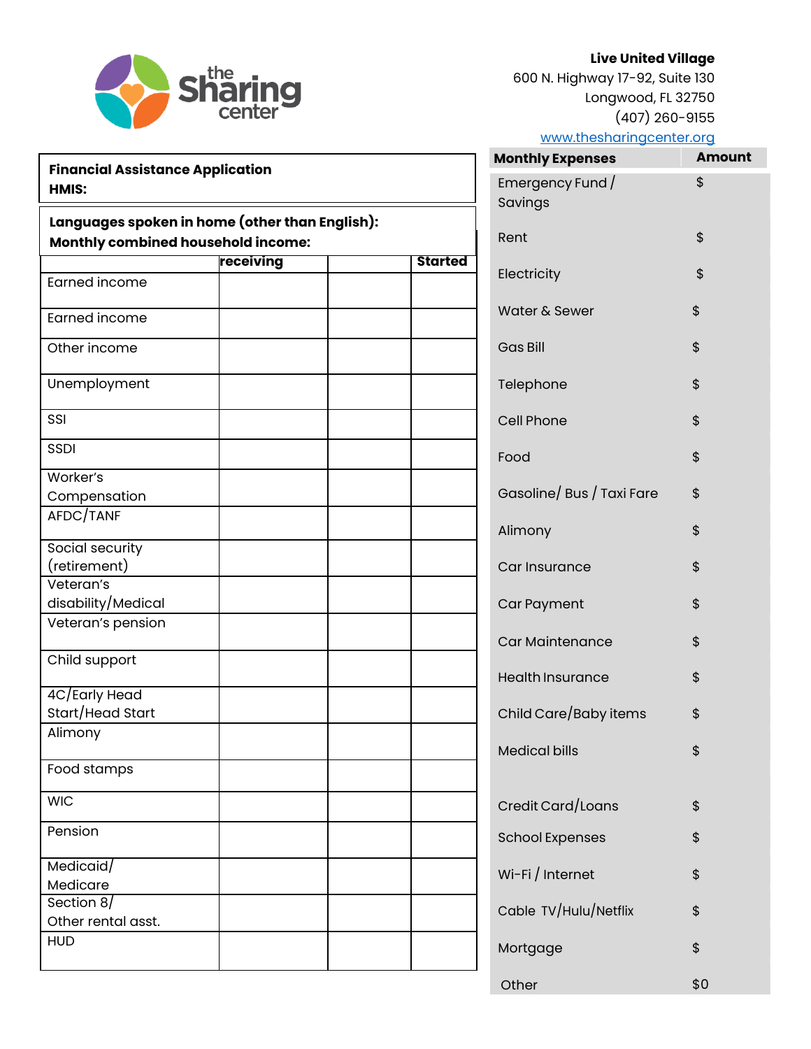**Live United Village**
600 N. Highway 17-92, Suite 130
Longwood, FL 32750
(407) 260-9155
www.thesharingcenter.org

**Financial Assistance Application**
**HMIS:**

**Languages spoken in home (other than English):**
**Monthly combined household income:**

| | receiving | | Started |
|---|---|---|---|
| Earned income | | | |
| Earned income | | | |
| Other income | | | |
| Unemployment | | | |
| SSI | | | |
| SSDI | | | |
| Worker's Compensation | | | |
| AFDC/TANF | | | |
| Social security (retirement) | | | |
| Veteran's disability/Medical | | | |
| Veteran's pension | | | |
| Child support | | | |
| 4C/Early Head Start/Head Start | | | |
| Alimony | | | |
| Food stamps | | | |
| WIC | | | |
| Pension | | | |
| Medicaid/ Medicare | | | |
| Section 8/ Other rental asst. | | | |
| HUD | | | |

| Monthly Expenses | Amount |
|---|---|
| Emergency Fund / Savings | $ |
| Rent | $ |
| Electricity | $ |
| Water & Sewer | $ |
| Gas Bill | $ |
| Telephone | $ |
| Cell Phone | $ |
| Food | $ |
| Gasoline/ Bus / Taxi Fare | $ |
| Alimony | $ |
| Car Insurance | $ |
| Car Payment | $ |
| Car Maintenance | $ |
| Health Insurance | $ |
| Child Care/Baby items | $ |
| Medical bills | $ |
| Credit Card/Loans | $ |
| School Expenses | $ |
| Wi-Fi / Internet | $ |
| Cable TV/Hulu/Netflix | $ |
| Mortgage | $ |
| Other | $0 |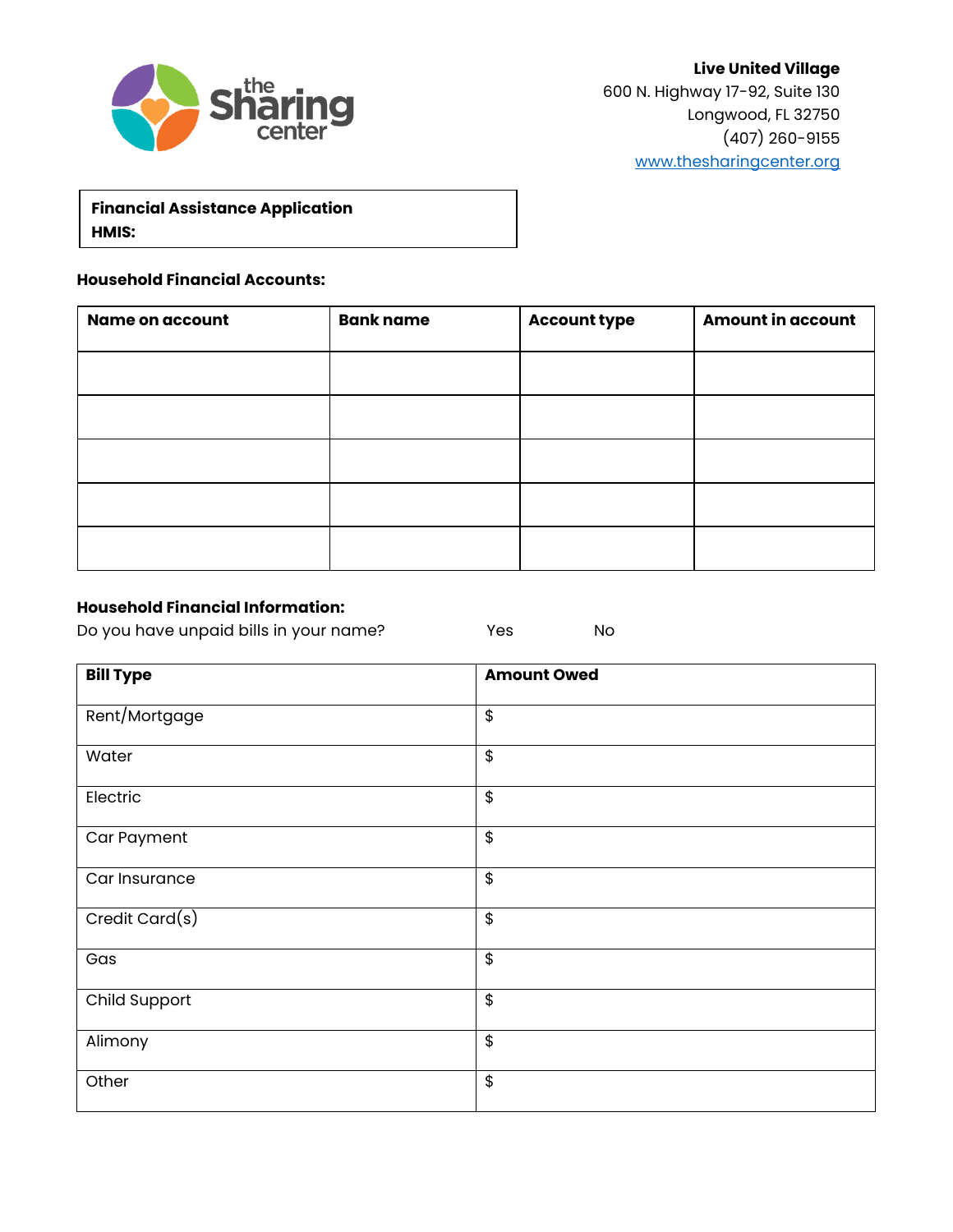**Live United Village**
600 N. Highway 17-92, Suite 130
Longwood, FL 32750
(407) 260-9155
www.thesharingcenter.org

**Financial Assistance Application**
**HMIS:**

**Household Financial Accounts:**

| Name on account | Bank name | Account type | Amount in account |
|---|---|---|---|
| | | | |
| | | | |
| | | | |
| | | | |
| | | | |

**Household Financial Information:**

Do you have unpaid bills in your name? Yes No

| Bill Type | Amount Owed |
|---|---|
| Rent/Mortgage | $ |
| Water | $ |
| Electric | $ |
| Car Payment | $ |
| Car Insurance | $ |
| Credit Card(s) | $ |
| Gas | $ |
| Child Support | $ |
| Alimony | $ |
| Other | $ |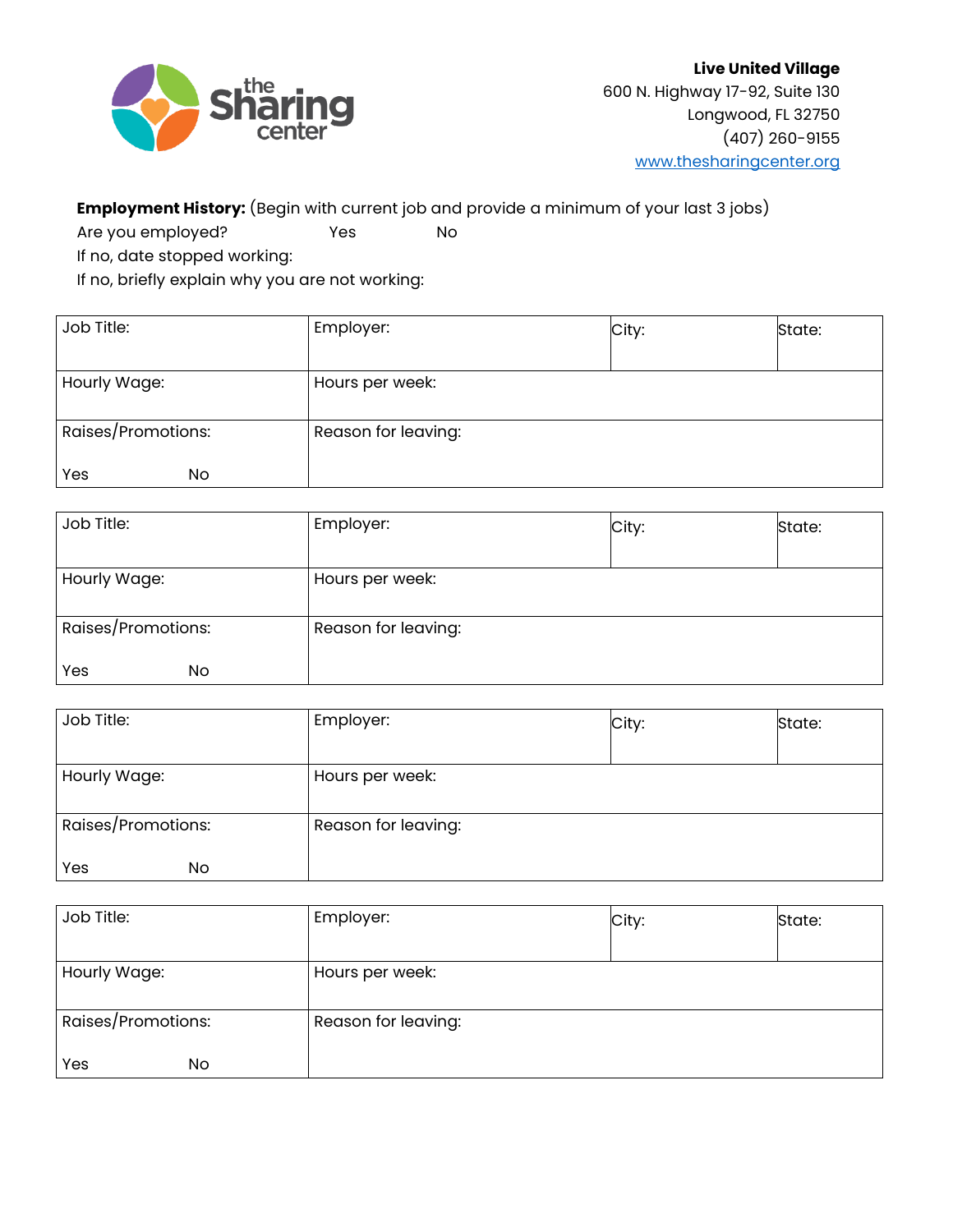**Live United Village**
600 N. Highway 17-92, Suite 130
Longwood, FL 32750
(407) 260-9155
www.thesharingcenter.org

**Employment History:** (Begin with current job and provide a minimum of your last 3 jobs)

Are you employed? Yes No

If no, date stopped working:

If no, briefly explain why you are not working:

| Job Title: | Employer: | City: | State: |
|---|---|---|---|
| Hourly Wage: | Hours per week: | | |
| Raises/Promotions: Yes No | Reason for leaving: | | |

| Job Title: | Employer: | City: | State: |
|---|---|---|---|
| Hourly Wage: | Hours per week: | | |
| Raises/Promotions: Yes No | Reason for leaving: | | |

| Job Title: | Employer: | City: | State: |
|---|---|---|---|
| Hourly Wage: | Hours per week: | | |
| Raises/Promotions: Yes No | Reason for leaving: | | |

| Job Title: | Employer: | City: | State: |
|---|---|---|---|
| Hourly Wage: | Hours per week: | | |
| Raises/Promotions: Yes No | Reason for leaving: | | |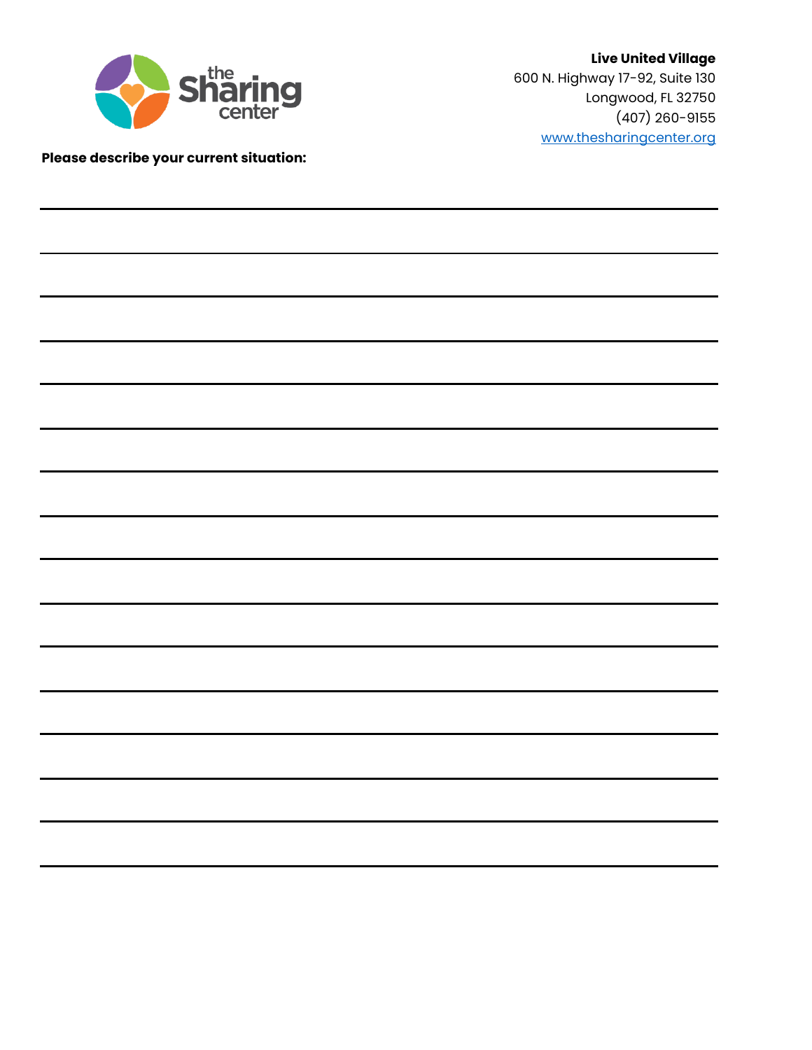**Live United Village**
600 N. Highway 17-92, Suite 130
Longwood, FL 32750
(407) 260-9155
www.thesharingcenter.org

**Please describe your current situation:**

______________________________________________________________________________

______________________________________________________________________________

______________________________________________________________________________

______________________________________________________________________________

______________________________________________________________________________

______________________________________________________________________________

______________________________________________________________________________

______________________________________________________________________________

______________________________________________________________________________

______________________________________________________________________________

______________________________________________________________________________

______________________________________________________________________________

______________________________________________________________________________

______________________________________________________________________________

______________________________________________________________________________

______________________________________________________________________________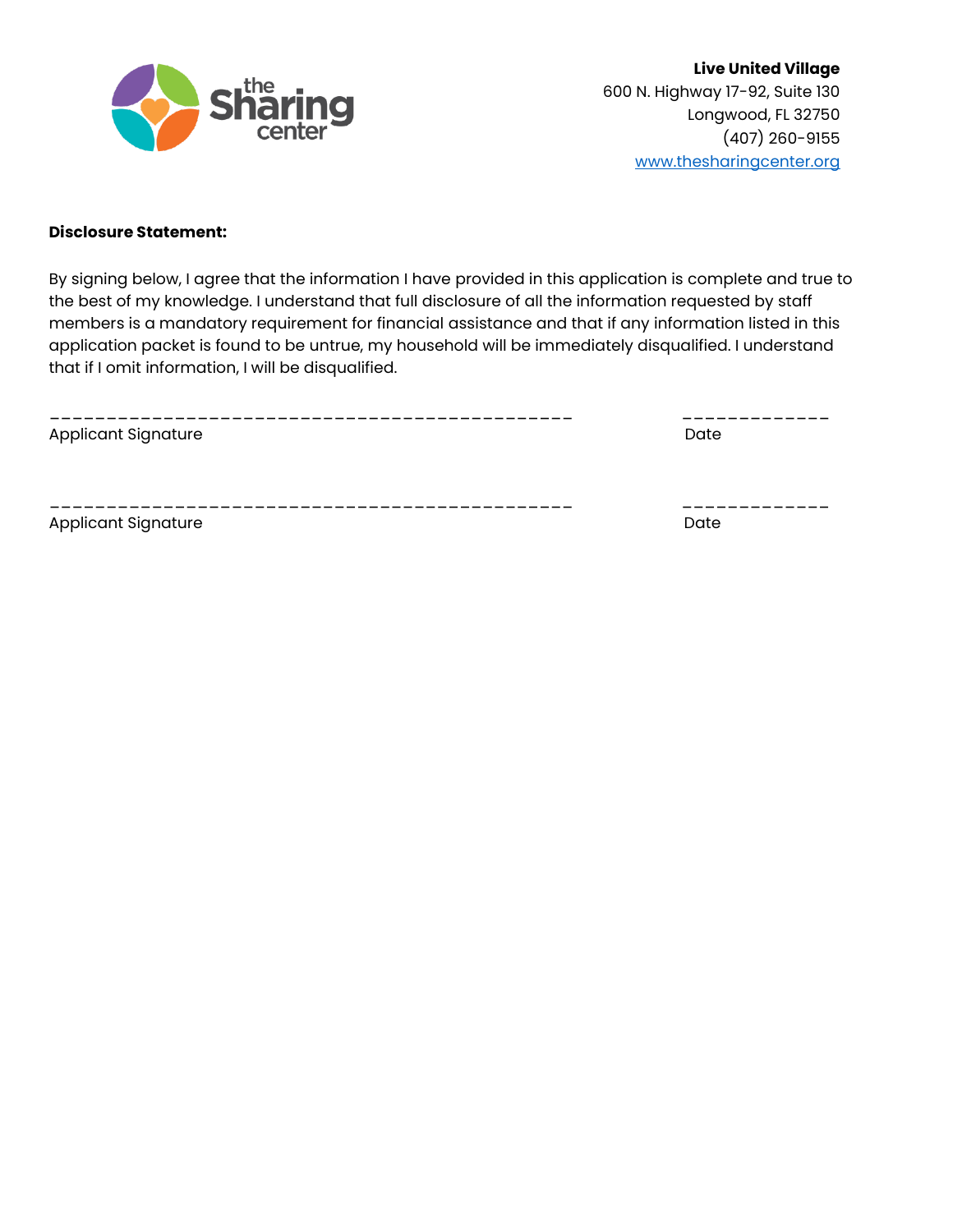**Live United Village**
600 N. Highway 17-92, Suite 130
Longwood, FL 32750
(407) 260-9155
www.thesharingcenter.org

**Disclosure Statement:**

By signing below, I agree that the information I have provided in this application is complete and true to the best of my knowledge. I understand that full disclosure of all the information requested by staff members is a mandatory requirement for financial assistance and that if any information listed in this application packet is found to be untrue, my household will be immediately disqualified. I understand that if I omit information, I will be disqualified.

_______________________________________________ _____________
Applicant Signature Date

_______________________________________________ _____________
Applicant Signature Date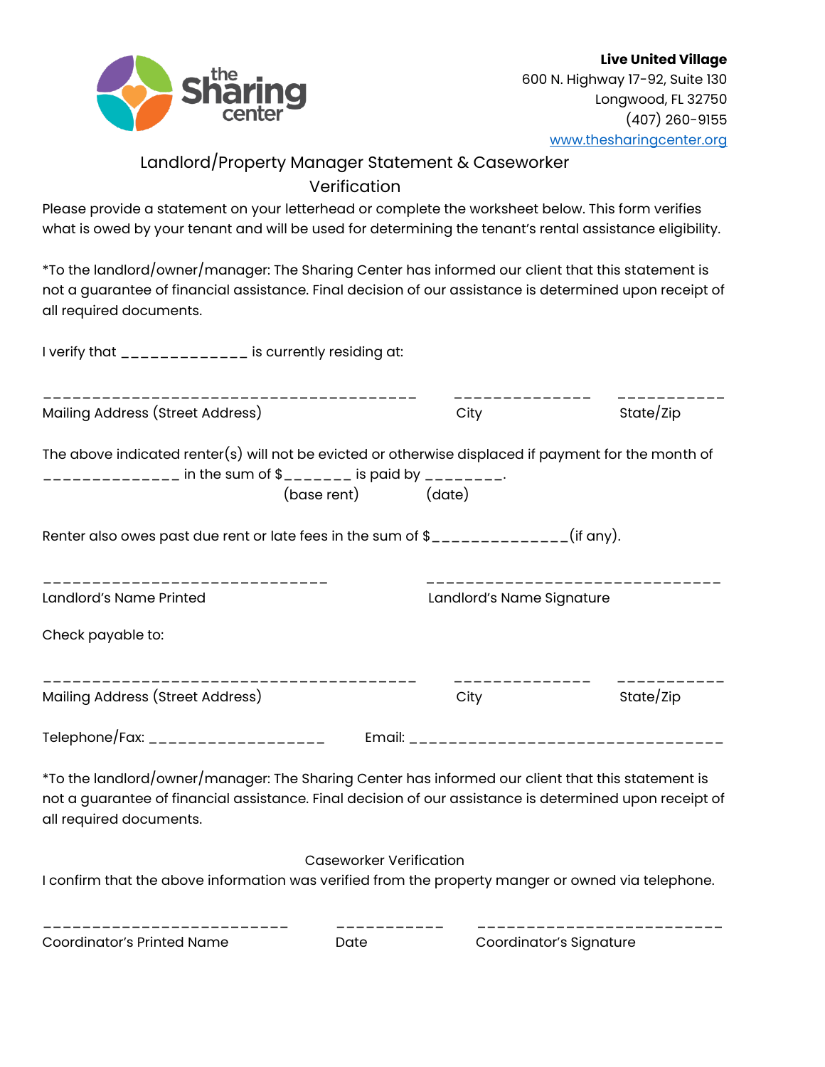**Live United Village**
600 N. Highway 17-92, Suite 130
Longwood, FL 32750
(407) 260-9155
www.thesharingcenter.org

## Landlord/Property Manager Statement & Caseworker Verification

Please provide a statement on your letterhead or complete the worksheet below. This form verifies what is owed by your tenant and will be used for determining the tenant's rental assistance eligibility.

*To the landlord/owner/manager: The Sharing Center has informed our client that this statement is not a guarantee of financial assistance. Final decision of our assistance is determined upon receipt of all required documents.

I verify that _____________ is currently residing at:

_______________________________________ ______________ ___________
Mailing Address (Street Address) City State/Zip

The above indicated renter(s) will not be evicted or otherwise displaced if payment for the month of ______________ in the sum of $_______ is paid by ________.
(base rent) (date)

Renter also owes past due rent or late fees in the sum of $______________(if any).

______________________________ ______________________________
Landlord's Name Printed Landlord's Name Signature

Check payable to:

_______________________________________ ______________ ___________
Mailing Address (Street Address) City State/Zip

Telephone/Fax: __________________ Email: ________________________________

*To the landlord/owner/manager: The Sharing Center has informed our client that this statement is not a guarantee of financial assistance. Final decision of our assistance is determined upon receipt of all required documents.

### Caseworker Verification

I confirm that the above information was verified from the property manger or owned via telephone.

_________________________ ___________ _________________________
Coordinator's Printed Name Date Coordinator's Signature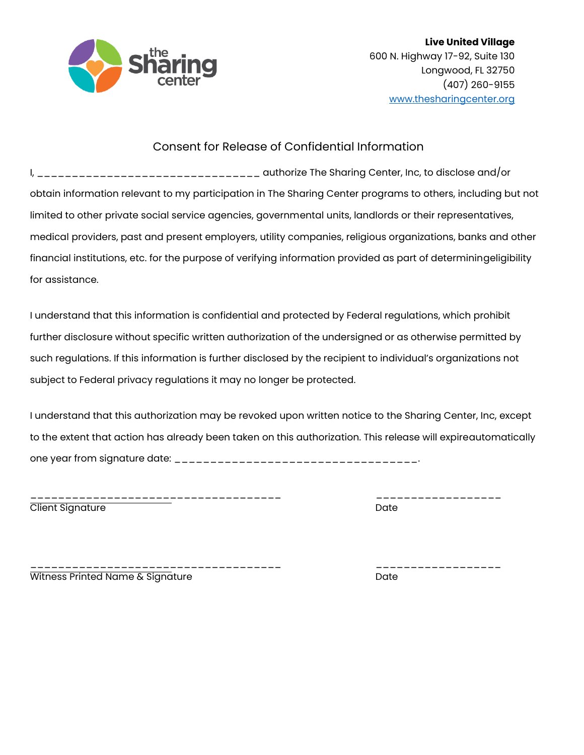**Live United Village**
600 N. Highway 17-92, Suite 130
Longwood, FL 32750
(407) 260-9155
www.thesharingcenter.org

## Consent for Release of Confidential Information

I, _________________________________ authorize The Sharing Center, Inc, to disclose and/or obtain information relevant to my participation in The Sharing Center programs to others, including but not limited to other private social service agencies, governmental units, landlords or their representatives, medical providers, past and present employers, utility companies, religious organizations, banks and other financial institutions, etc. for the purpose of verifying information provided as part of determiningeligibility for assistance.

I understand that this information is confidential and protected by Federal regulations, which prohibit further disclosure without specific written authorization of the undersigned or as otherwise permitted by such regulations. If this information is further disclosed by the recipient to individual's organizations not subject to Federal privacy regulations it may no longer be protected.

I understand that this authorization may be revoked upon written notice to the Sharing Center, Inc, except to the extent that action has already been taken on this authorization. This release will expireautomatically one year from signature date: ___________________________________.

_____________________________________ &nbsp;&nbsp;&nbsp;&nbsp;&nbsp;&nbsp;&nbsp;&nbsp; __________________
Client Signature &nbsp;&nbsp;&nbsp;&nbsp;&nbsp;&nbsp;&nbsp;&nbsp;&nbsp;&nbsp;&nbsp;&nbsp;&nbsp;&nbsp;&nbsp;&nbsp;&nbsp;&nbsp;&nbsp;&nbsp;&nbsp;&nbsp;&nbsp;&nbsp;&nbsp;&nbsp;&nbsp;&nbsp;&nbsp;&nbsp;&nbsp;&nbsp;&nbsp;&nbsp;&nbsp;&nbsp; Date

_____________________________________ &nbsp;&nbsp;&nbsp;&nbsp;&nbsp;&nbsp;&nbsp;&nbsp; __________________
Witness Printed Name & Signature &nbsp;&nbsp;&nbsp;&nbsp;&nbsp;&nbsp;&nbsp;&nbsp;&nbsp;&nbsp;&nbsp;&nbsp;&nbsp;&nbsp;&nbsp;&nbsp;&nbsp;&nbsp;&nbsp;&nbsp; Date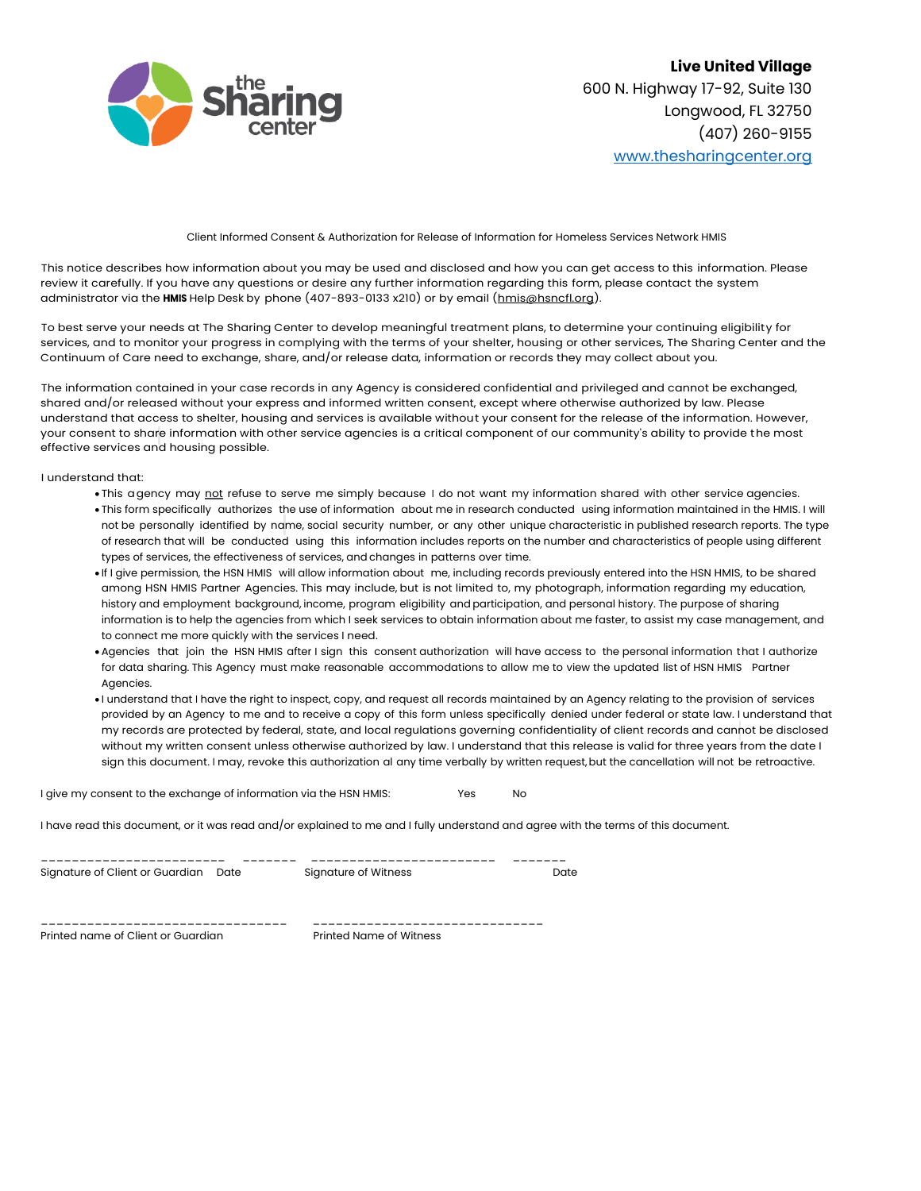**Live United Village**
600 N. Highway 17-92, Suite 130
Longwood, FL 32750
(407) 260-9155
www.thesharingcenter.org

Client Informed Consent & Authorization for Release of Information for Homeless Services Network HMIS

This notice describes how information about you may be used and disclosed and how you can get access to this information. Please review it carefully. If you have any questions or desire any further information regarding this form, please contact the system administrator via the **HMIS** Help Desk by phone (407-893-0133 x210) or by email (hmis@hsncfl.org).

To best serve your needs at The Sharing Center to develop meaningful treatment plans, to determine your continuing eligibility for services, and to monitor your progress in complying with the terms of your shelter, housing or other services, The Sharing Center and the Continuum of Care need to exchange, share, and/or release data, information or records they may collect about you.

The information contained in your case records in any Agency is considered confidential and privileged and cannot be exchanged, shared and/or released without your express and informed written consent, except where otherwise authorized by law. Please understand that access to shelter, housing and services is available without your consent for the release of the information. However, your consent to share information with other service agencies is a critical component of our community's ability to provide the most effective services and housing possible.

I understand that:

- This agency may not refuse to serve me simply because I do not want my information shared with other service agencies.
- This form specifically authorizes the use of information about me in research conducted using information maintained in the HMIS. I will not be personally identified by name, social security number, or any other unique characteristic in published research reports. The type of research that will be conducted using this information includes reports on the number and characteristics of people using different types of services, the effectiveness of services, and changes in patterns over time.
- If I give permission, the HSN HMIS will allow information about me, including records previously entered into the HSN HMIS, to be shared among HSN HMIS Partner Agencies. This may include, but is not limited to, my photograph, information regarding my education, history and employment background, income, program eligibility and participation, and personal history. The purpose of sharing information is to help the agencies from which I seek services to obtain information about me faster, to assist my case management, and to connect me more quickly with the services I need.
- Agencies that join the HSN HMIS after I sign this consent authorization will have access to the personal information that I authorize for data sharing. This Agency must make reasonable accommodations to allow me to view the updated list of HSN HMIS Partner Agencies.
- I understand that I have the right to inspect, copy, and request all records maintained by an Agency relating to the provision of services provided by an Agency to me and to receive a copy of this form unless specifically denied under federal or state law. I understand that my records are protected by federal, state, and local regulations governing confidentiality of client records and cannot be disclosed without my written consent unless otherwise authorized by law. I understand that this release is valid for three years from the date I sign this document. I may, revoke this authorization al any time verbally by written request, but the cancellation will not be retroactive.

I give my consent to the exchange of information via the HSN HMIS: Yes No

I have read this document, or it was read and/or explained to me and I fully understand and agree with the terms of this document.

________________________ _______ ________________________ _______
Signature of Client or Guardian Date Signature of Witness Date

________________________________ ______________________________
Printed name of Client or Guardian Printed Name of Witness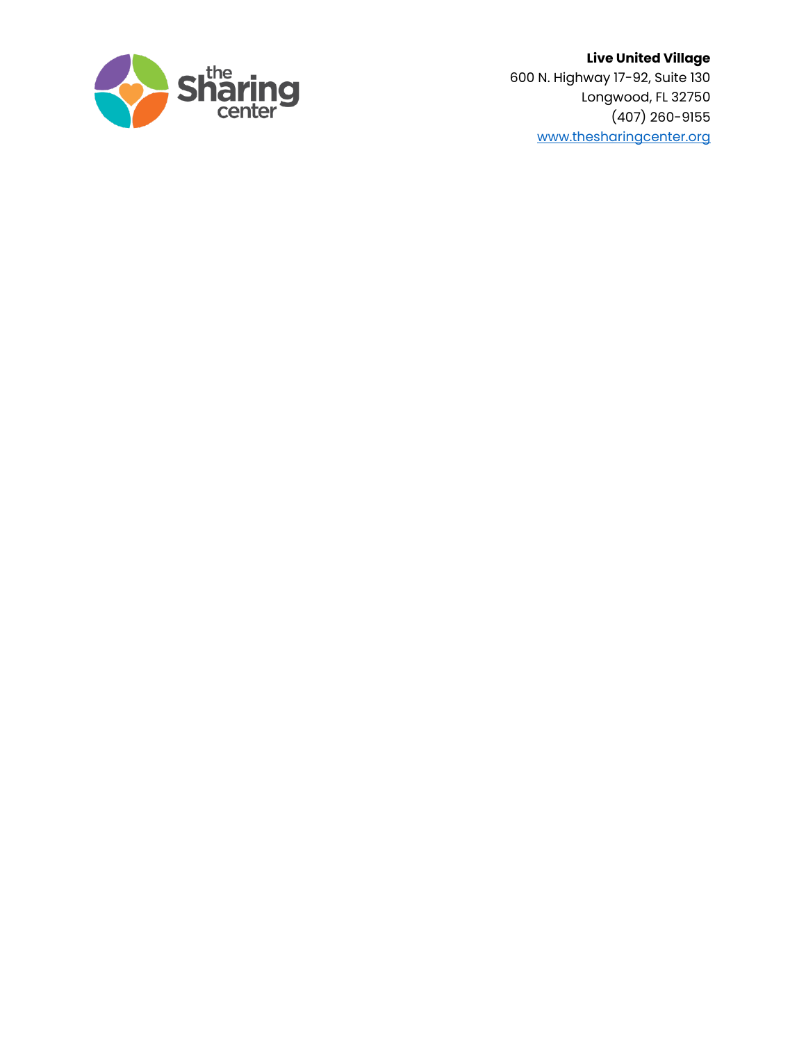the Sharing center

**Live United Village**
600 N. Highway 17-92, Suite 130
Longwood, FL 32750
(407) 260-9155
www.thesharingcenter.org